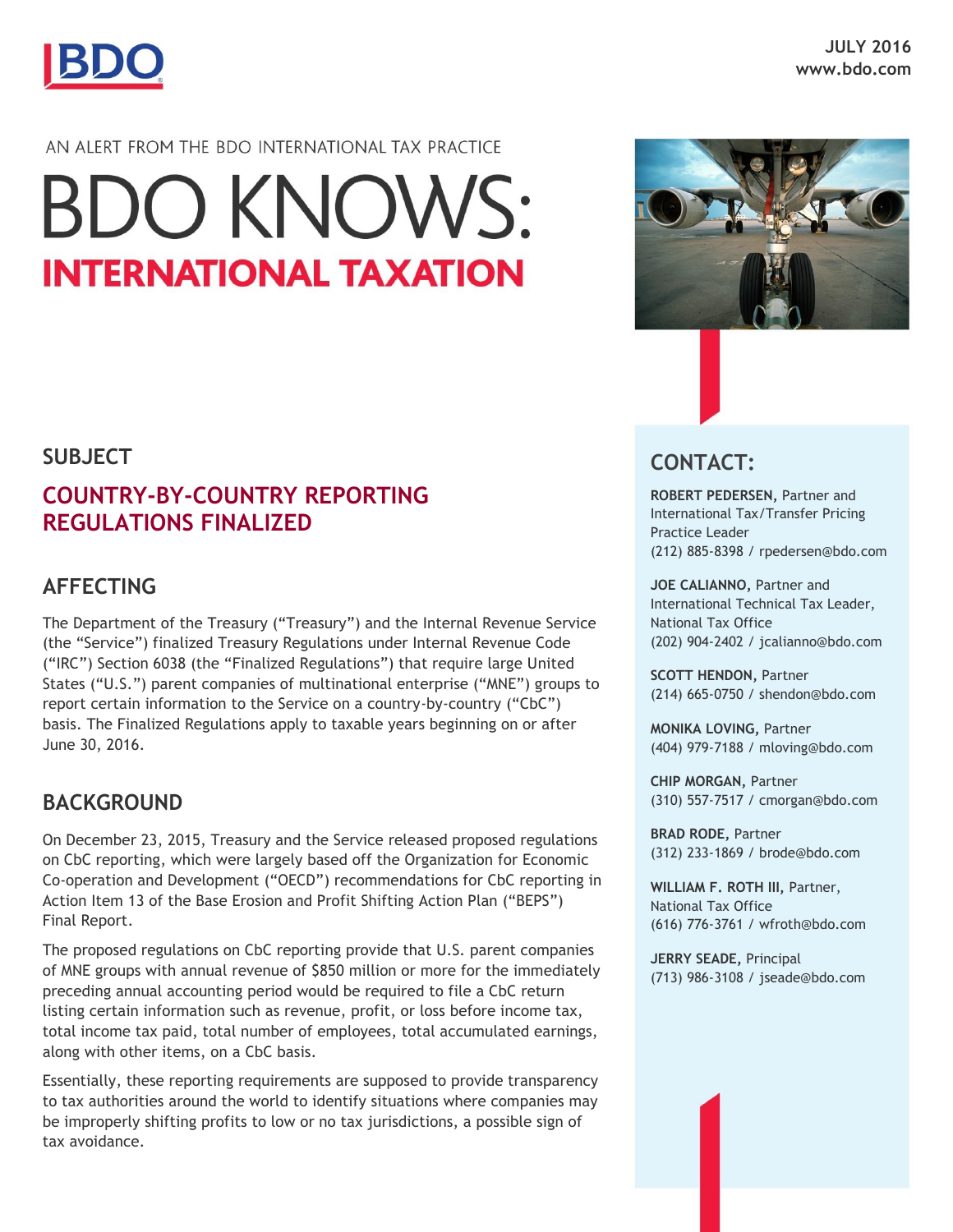BDO

JULY 2016
www.bdo.com

AN ALERT FROM THE BDO INTERNATIONAL TAX PRACTICE

# BDO KNOWS: INTERNATIONAL TAXATION

## SUBJECT

## COUNTRY-BY-COUNTRY REPORTING REGULATIONS FINALIZED

## AFFECTING

The Department of the Treasury ("Treasury") and the Internal Revenue Service (the "Service") finalized Treasury Regulations under Internal Revenue Code ("IRC") Section 6038 (the "Finalized Regulations") that require large United States ("U.S.") parent companies of multinational enterprise ("MNE") groups to report certain information to the Service on a country-by-country ("CbC") basis. The Finalized Regulations apply to taxable years beginning on or after June 30, 2016.

## BACKGROUND

On December 23, 2015, Treasury and the Service released proposed regulations on CbC reporting, which were largely based off the Organization for Economic Co-operation and Development ("OECD") recommendations for CbC reporting in Action Item 13 of the Base Erosion and Profit Shifting Action Plan ("BEPS") Final Report.

The proposed regulations on CbC reporting provide that U.S. parent companies of MNE groups with annual revenue of $850 million or more for the immediately preceding annual accounting period would be required to file a CbC return listing certain information such as revenue, profit, or loss before income tax, total income tax paid, total number of employees, total accumulated earnings, along with other items, on a CbC basis.

Essentially, these reporting requirements are supposed to provide transparency to tax authorities around the world to identify situations where companies may be improperly shifting profits to low or no tax jurisdictions, a possible sign of tax avoidance.

## CONTACT:

**ROBERT PEDERSEN,** Partner and International Tax/Transfer Pricing Practice Leader
(212) 885-8398 / rpedersen@bdo.com

**JOE CALIANNO,** Partner and International Technical Tax Leader, National Tax Office
(202) 904-2402 / jcalianno@bdo.com

**SCOTT HENDON,** Partner
(214) 665-0750 / shendon@bdo.com

**MONIKA LOVING,** Partner
(404) 979-7188 / mloving@bdo.com

**CHIP MORGAN,** Partner
(310) 557-7517 / cmorgan@bdo.com

**BRAD RODE,** Partner
(312) 233-1869 / brode@bdo.com

**WILLIAM F. ROTH III,** Partner, National Tax Office
(616) 776-3761 / wfroth@bdo.com

**JERRY SEADE,** Principal
(713) 986-3108 / jseade@bdo.com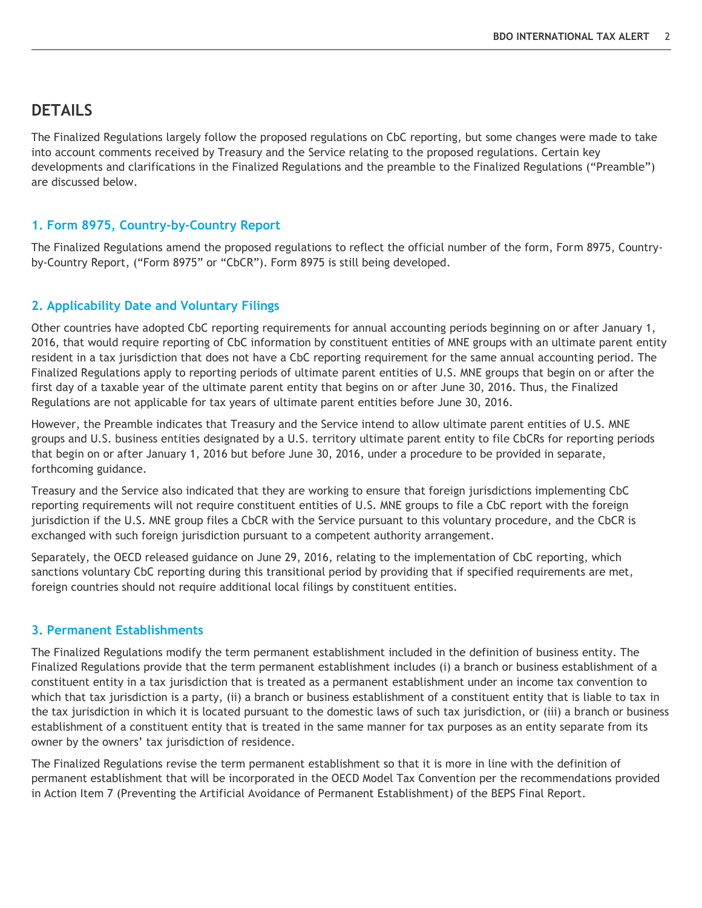## DETAILS

The Finalized Regulations largely follow the proposed regulations on CbC reporting, but some changes were made to take into account comments received by Treasury and the Service relating to the proposed regulations. Certain key developments and clarifications in the Finalized Regulations and the preamble to the Finalized Regulations ("Preamble") are discussed below.

### 1. Form 8975, Country-by-Country Report

The Finalized Regulations amend the proposed regulations to reflect the official number of the form, Form 8975, Country-by-Country Report, ("Form 8975" or "CbCR"). Form 8975 is still being developed.

### 2. Applicability Date and Voluntary Filings

Other countries have adopted CbC reporting requirements for annual accounting periods beginning on or after January 1, 2016, that would require reporting of CbC information by constituent entities of MNE groups with an ultimate parent entity resident in a tax jurisdiction that does not have a CbC reporting requirement for the same annual accounting period. The Finalized Regulations apply to reporting periods of ultimate parent entities of U.S. MNE groups that begin on or after the first day of a taxable year of the ultimate parent entity that begins on or after June 30, 2016. Thus, the Finalized Regulations are not applicable for tax years of ultimate parent entities before June 30, 2016.

However, the Preamble indicates that Treasury and the Service intend to allow ultimate parent entities of U.S. MNE groups and U.S. business entities designated by a U.S. territory ultimate parent entity to file CbCRs for reporting periods that begin on or after January 1, 2016 but before June 30, 2016, under a procedure to be provided in separate, forthcoming guidance.

Treasury and the Service also indicated that they are working to ensure that foreign jurisdictions implementing CbC reporting requirements will not require constituent entities of U.S. MNE groups to file a CbC report with the foreign jurisdiction if the U.S. MNE group files a CbCR with the Service pursuant to this voluntary procedure, and the CbCR is exchanged with such foreign jurisdiction pursuant to a competent authority arrangement.

Separately, the OECD released guidance on June 29, 2016, relating to the implementation of CbC reporting, which sanctions voluntary CbC reporting during this transitional period by providing that if specified requirements are met, foreign countries should not require additional local filings by constituent entities.

### 3. Permanent Establishments

The Finalized Regulations modify the term permanent establishment included in the definition of business entity. The Finalized Regulations provide that the term permanent establishment includes (i) a branch or business establishment of a constituent entity in a tax jurisdiction that is treated as a permanent establishment under an income tax convention to which that tax jurisdiction is a party, (ii) a branch or business establishment of a constituent entity that is liable to tax in the tax jurisdiction in which it is located pursuant to the domestic laws of such tax jurisdiction, or (iii) a branch or business establishment of a constituent entity that is treated in the same manner for tax purposes as an entity separate from its owner by the owners' tax jurisdiction of residence.

The Finalized Regulations revise the term permanent establishment so that it is more in line with the definition of permanent establishment that will be incorporated in the OECD Model Tax Convention per the recommendations provided in Action Item 7 (Preventing the Artificial Avoidance of Permanent Establishment) of the BEPS Final Report.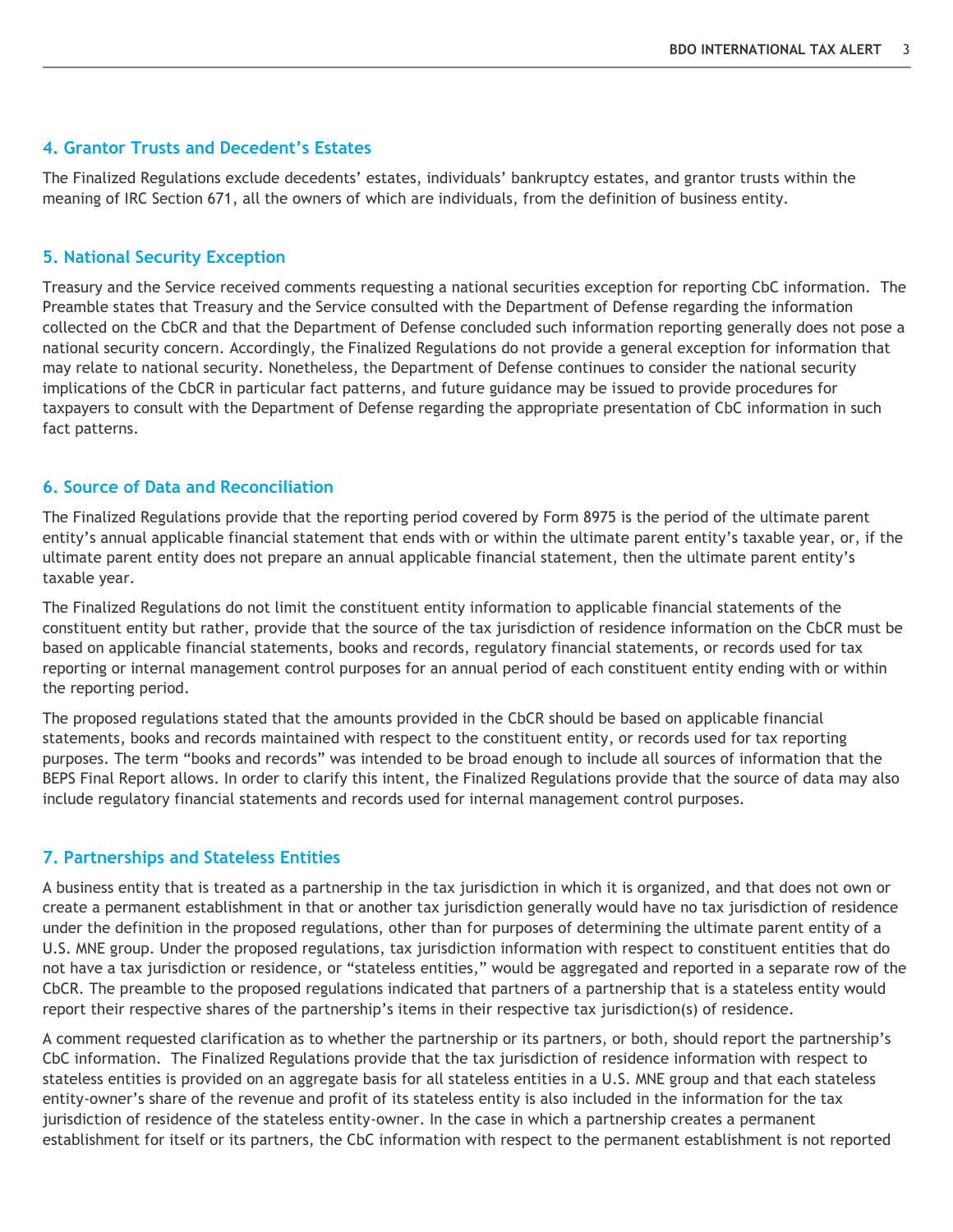### 4. Grantor Trusts and Decedent's Estates

The Finalized Regulations exclude decedents' estates, individuals' bankruptcy estates, and grantor trusts within the meaning of IRC Section 671, all the owners of which are individuals, from the definition of business entity.

### 5. National Security Exception

Treasury and the Service received comments requesting a national securities exception for reporting CbC information. The Preamble states that Treasury and the Service consulted with the Department of Defense regarding the information collected on the CbCR and that the Department of Defense concluded such information reporting generally does not pose a national security concern. Accordingly, the Finalized Regulations do not provide a general exception for information that may relate to national security. Nonetheless, the Department of Defense continues to consider the national security implications of the CbCR in particular fact patterns, and future guidance may be issued to provide procedures for taxpayers to consult with the Department of Defense regarding the appropriate presentation of CbC information in such fact patterns.

### 6. Source of Data and Reconciliation

The Finalized Regulations provide that the reporting period covered by Form 8975 is the period of the ultimate parent entity's annual applicable financial statement that ends with or within the ultimate parent entity's taxable year, or, if the ultimate parent entity does not prepare an annual applicable financial statement, then the ultimate parent entity's taxable year.

The Finalized Regulations do not limit the constituent entity information to applicable financial statements of the constituent entity but rather, provide that the source of the tax jurisdiction of residence information on the CbCR must be based on applicable financial statements, books and records, regulatory financial statements, or records used for tax reporting or internal management control purposes for an annual period of each constituent entity ending with or within the reporting period.

The proposed regulations stated that the amounts provided in the CbCR should be based on applicable financial statements, books and records maintained with respect to the constituent entity, or records used for tax reporting purposes. The term "books and records" was intended to be broad enough to include all sources of information that the BEPS Final Report allows. In order to clarify this intent, the Finalized Regulations provide that the source of data may also include regulatory financial statements and records used for internal management control purposes.

### 7. Partnerships and Stateless Entities

A business entity that is treated as a partnership in the tax jurisdiction in which it is organized, and that does not own or create a permanent establishment in that or another tax jurisdiction generally would have no tax jurisdiction of residence under the definition in the proposed regulations, other than for purposes of determining the ultimate parent entity of a U.S. MNE group. Under the proposed regulations, tax jurisdiction information with respect to constituent entities that do not have a tax jurisdiction or residence, or "stateless entities," would be aggregated and reported in a separate row of the CbCR. The preamble to the proposed regulations indicated that partners of a partnership that is a stateless entity would report their respective shares of the partnership's items in their respective tax jurisdiction(s) of residence.

A comment requested clarification as to whether the partnership or its partners, or both, should report the partnership's CbC information. The Finalized Regulations provide that the tax jurisdiction of residence information with respect to stateless entities is provided on an aggregate basis for all stateless entities in a U.S. MNE group and that each stateless entity-owner's share of the revenue and profit of its stateless entity is also included in the information for the tax jurisdiction of residence of the stateless entity-owner. In the case in which a partnership creates a permanent establishment for itself or its partners, the CbC information with respect to the permanent establishment is not reported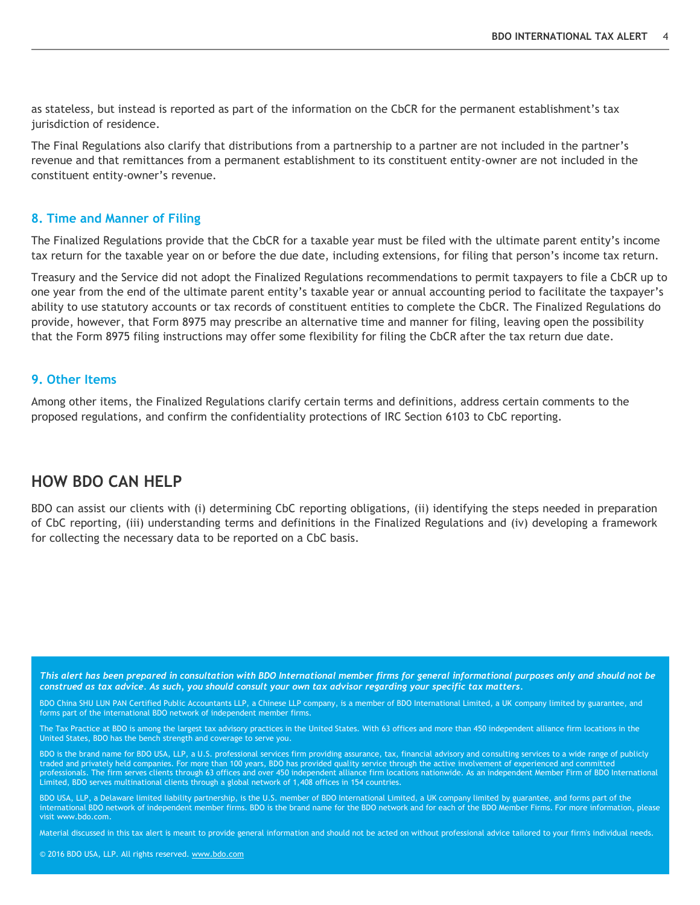as stateless, but instead is reported as part of the information on the CbCR for the permanent establishment's tax jurisdiction of residence.

The Final Regulations also clarify that distributions from a partnership to a partner are not included in the partner's revenue and that remittances from a permanent establishment to its constituent entity-owner are not included in the constituent entity-owner's revenue.

### 8. Time and Manner of Filing

The Finalized Regulations provide that the CbCR for a taxable year must be filed with the ultimate parent entity's income tax return for the taxable year on or before the due date, including extensions, for filing that person's income tax return.

Treasury and the Service did not adopt the Finalized Regulations recommendations to permit taxpayers to file a CbCR up to one year from the end of the ultimate parent entity's taxable year or annual accounting period to facilitate the taxpayer's ability to use statutory accounts or tax records of constituent entities to complete the CbCR. The Finalized Regulations do provide, however, that Form 8975 may prescribe an alternative time and manner for filing, leaving open the possibility that the Form 8975 filing instructions may offer some flexibility for filing the CbCR after the tax return due date.

### 9. Other Items

Among other items, the Finalized Regulations clarify certain terms and definitions, address certain comments to the proposed regulations, and confirm the confidentiality protections of IRC Section 6103 to CbC reporting.

## HOW BDO CAN HELP

BDO can assist our clients with (i) determining CbC reporting obligations, (ii) identifying the steps needed in preparation of CbC reporting, (iii) understanding terms and definitions in the Finalized Regulations and (iv) developing a framework for collecting the necessary data to be reported on a CbC basis.

***This alert has been prepared in consultation with BDO International member firms for general informational purposes only and should not be construed as tax advice. As such, you should consult your own tax advisor regarding your specific tax matters.***

BDO China SHU LUN PAN Certified Public Accountants LLP, a Chinese LLP company, is a member of BDO International Limited, a UK company limited by guarantee, and forms part of the international BDO network of independent member firms.

The Tax Practice at BDO is among the largest tax advisory practices in the United States. With 63 offices and more than 450 independent alliance firm locations in the United States, BDO has the bench strength and coverage to serve you.

BDO is the brand name for BDO USA, LLP, a U.S. professional services firm providing assurance, tax, financial advisory and consulting services to a wide range of publicly traded and privately held companies. For more than 100 years, BDO has provided quality service through the active involvement of experienced and committed professionals. The firm serves clients through 63 offices and over 450 independent alliance firm locations nationwide. As an independent Member Firm of BDO International Limited, BDO serves multinational clients through a global network of 1,408 offices in 154 countries.

BDO USA, LLP, a Delaware limited liability partnership, is the U.S. member of BDO International Limited, a UK company limited by guarantee, and forms part of the international BDO network of independent member firms. BDO is the brand name for the BDO network and for each of the BDO Member Firms. For more information, please visit www.bdo.com.

Material discussed in this tax alert is meant to provide general information and should not be acted on without professional advice tailored to your firm's individual needs.

© 2016 BDO USA, LLP. All rights reserved. www.bdo.com